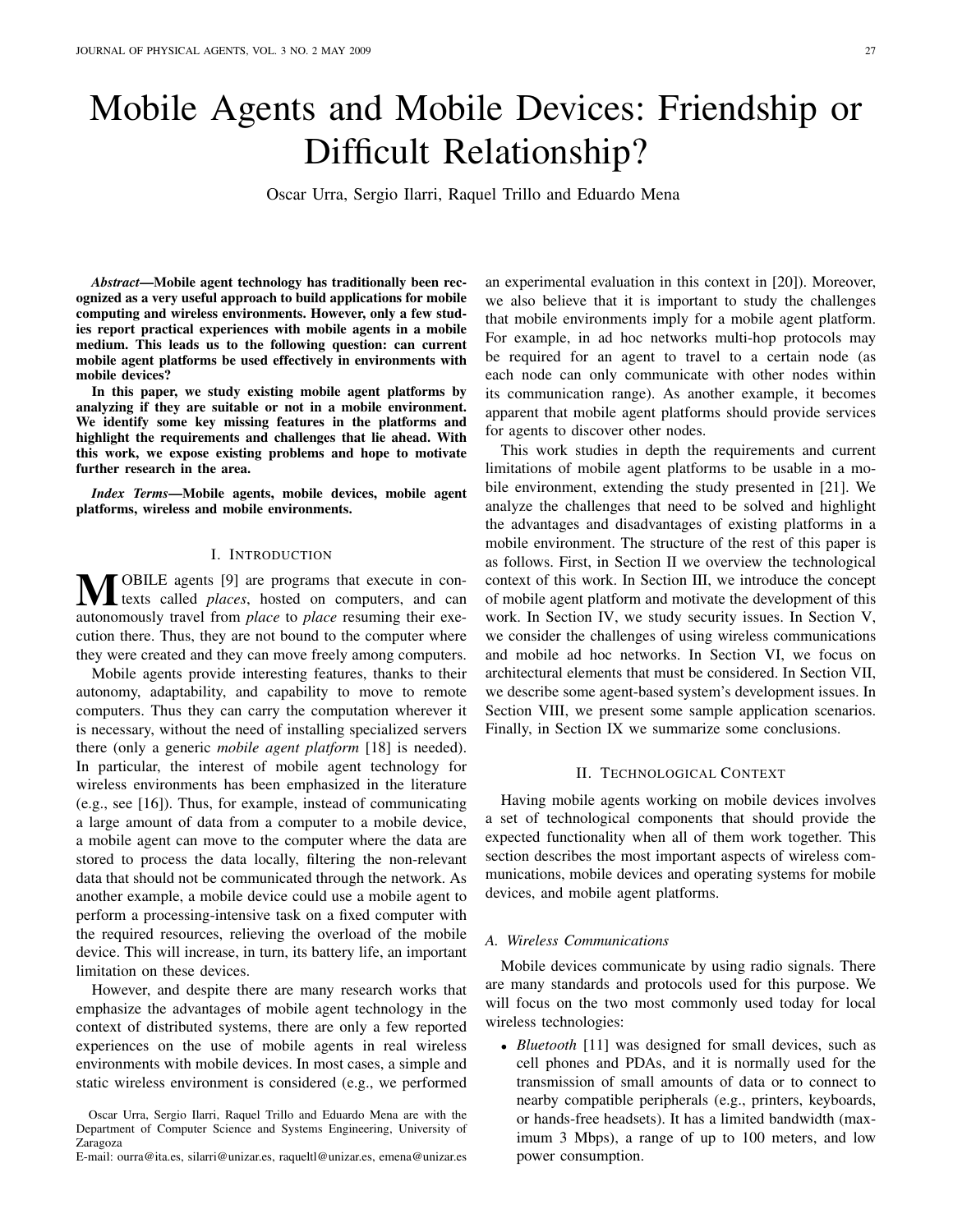# Mobile Agents and Mobile Devices: Friendship or Difficult Relationship?

Oscar Urra, Sergio Ilarri, Raquel Trillo and Eduardo Mena

***Abstract*—Mobile agent technology has traditionally been recognized as a very useful approach to build applications for mobile computing and wireless environments. However, only a few studies report practical experiences with mobile agents in a mobile medium. This leads us to the following question: can current mobile agent platforms be used effectively in environments with mobile devices?**

**In this paper, we study existing mobile agent platforms by analyzing if they are suitable or not in a mobile environment. We identify some key missing features in the platforms and highlight the requirements and challenges that lie ahead. With this work, we expose existing problems and hope to motivate further research in the area.**

***Index Terms*—Mobile agents, mobile devices, mobile agent platforms, wireless and mobile environments.**

## I. Introduction

Mobile agents [9] are programs that execute in contexts called *places*, hosted on computers, and can autonomously travel from *place* to *place* resuming their execution there. Thus, they are not bound to the computer where they were created and they can move freely among computers.

Mobile agents provide interesting features, thanks to their autonomy, adaptability, and capability to move to remote computers. Thus they can carry the computation wherever it is necessary, without the need of installing specialized servers there (only a generic *mobile agent platform* [18] is needed). In particular, the interest of mobile agent technology for wireless environments has been emphasized in the literature (e.g., see [16]). Thus, for example, instead of communicating a large amount of data from a computer to a mobile device, a mobile agent can move to the computer where the data are stored to process the data locally, filtering the non-relevant data that should not be communicated through the network. As another example, a mobile device could use a mobile agent to perform a processing-intensive task on a fixed computer with the required resources, relieving the overload of the mobile device. This will increase, in turn, its battery life, an important limitation on these devices.

However, and despite there are many research works that emphasize the advantages of mobile agent technology in the context of distributed systems, there are only a few reported experiences on the use of mobile agents in real wireless environments with mobile devices. In most cases, a simple and static wireless environment is considered (e.g., we performed an experimental evaluation in this context in [20]). Moreover, we also believe that it is important to study the challenges that mobile environments imply for a mobile agent platform. For example, in ad hoc networks multi-hop protocols may be required for an agent to travel to a certain node (as each node can only communicate with other nodes within its communication range). As another example, it becomes apparent that mobile agent platforms should provide services for agents to discover other nodes.

This work studies in depth the requirements and current limitations of mobile agent platforms to be usable in a mobile environment, extending the study presented in [21]. We analyze the challenges that need to be solved and highlight the advantages and disadvantages of existing platforms in a mobile environment. The structure of the rest of this paper is as follows. First, in Section II we overview the technological context of this work. In Section III, we introduce the concept of mobile agent platform and motivate the development of this work. In Section IV, we study security issues. In Section V, we consider the challenges of using wireless communications and mobile ad hoc networks. In Section VI, we focus on architectural elements that must be considered. In Section VII, we describe some agent-based system's development issues. In Section VIII, we present some sample application scenarios. Finally, in Section IX we summarize some conclusions.

## II. Technological Context

Having mobile agents working on mobile devices involves a set of technological components that should provide the expected functionality when all of them work together. This section describes the most important aspects of wireless communications, mobile devices and operating systems for mobile devices, and mobile agent platforms.

### A. Wireless Communications

Mobile devices communicate by using radio signals. There are many standards and protocols used for this purpose. We will focus on the two most commonly used today for local wireless technologies:

- *Bluetooth* [11] was designed for small devices, such as cell phones and PDAs, and it is normally used for the transmission of small amounts of data or to connect to nearby compatible peripherals (e.g., printers, keyboards, or hands-free headsets). It has a limited bandwidth (maximum 3 Mbps), a range of up to 100 meters, and low power consumption.

Oscar Urra, Sergio Ilarri, Raquel Trillo and Eduardo Mena are with the Department of Computer Science and Systems Engineering, University of Zaragoza
E-mail: ourra@ita.es, silarri@unizar.es, raqueltl@unizar.es, emena@unizar.es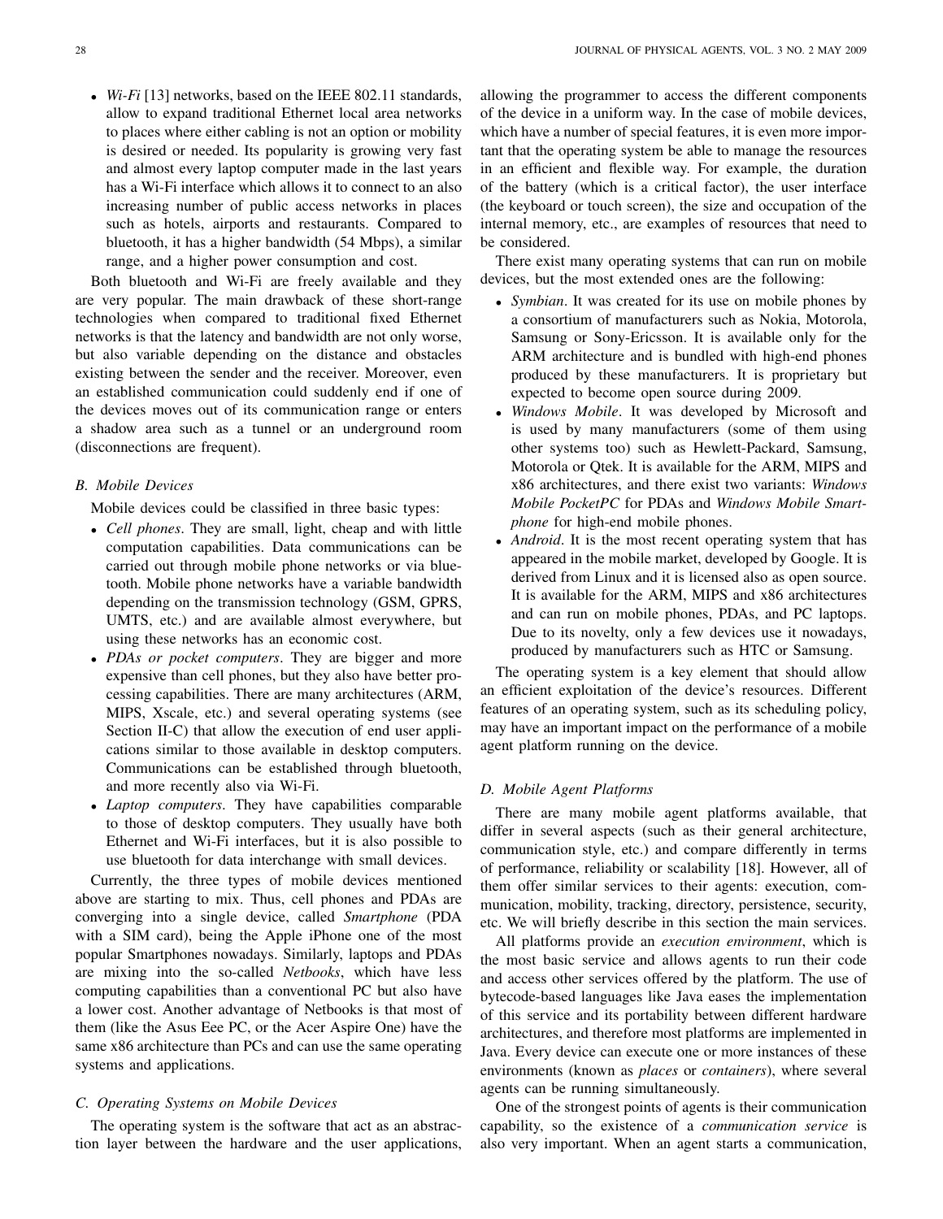- *Wi-Fi* [13] networks, based on the IEEE 802.11 standards, allow to expand traditional Ethernet local area networks to places where either cabling is not an option or mobility is desired or needed. Its popularity is growing very fast and almost every laptop computer made in the last years has a Wi-Fi interface which allows it to connect to an also increasing number of public access networks in places such as hotels, airports and restaurants. Compared to bluetooth, it has a higher bandwidth (54 Mbps), a similar range, and a higher power consumption and cost.

Both bluetooth and Wi-Fi are freely available and they are very popular. The main drawback of these short-range technologies when compared to traditional fixed Ethernet networks is that the latency and bandwidth are not only worse, but also variable depending on the distance and obstacles existing between the sender and the receiver. Moreover, even an established communication could suddenly end if one of the devices moves out of its communication range or enters a shadow area such as a tunnel or an underground room (disconnections are frequent).

### B. Mobile Devices

Mobile devices could be classified in three basic types:

- *Cell phones*. They are small, light, cheap and with little computation capabilities. Data communications can be carried out through mobile phone networks or via bluetooth. Mobile phone networks have a variable bandwidth depending on the transmission technology (GSM, GPRS, UMTS, etc.) and are available almost everywhere, but using these networks has an economic cost.
- *PDAs or pocket computers*. They are bigger and more expensive than cell phones, but they also have better processing capabilities. There are many architectures (ARM, MIPS, Xscale, etc.) and several operating systems (see Section II-C) that allow the execution of end user applications similar to those available in desktop computers. Communications can be established through bluetooth, and more recently also via Wi-Fi.
- *Laptop computers*. They have capabilities comparable to those of desktop computers. They usually have both Ethernet and Wi-Fi interfaces, but it is also possible to use bluetooth for data interchange with small devices.

Currently, the three types of mobile devices mentioned above are starting to mix. Thus, cell phones and PDAs are converging into a single device, called *Smartphone* (PDA with a SIM card), being the Apple iPhone one of the most popular Smartphones nowadays. Similarly, laptops and PDAs are mixing into the so-called *Netbooks*, which have less computing capabilities than a conventional PC but also have a lower cost. Another advantage of Netbooks is that most of them (like the Asus Eee PC, or the Acer Aspire One) have the same x86 architecture than PCs and can use the same operating systems and applications.

### C. Operating Systems on Mobile Devices

The operating system is the software that act as an abstraction layer between the hardware and the user applications, allowing the programmer to access the different components of the device in a uniform way. In the case of mobile devices, which have a number of special features, it is even more important that the operating system be able to manage the resources in an efficient and flexible way. For example, the duration of the battery (which is a critical factor), the user interface (the keyboard or touch screen), the size and occupation of the internal memory, etc., are examples of resources that need to be considered.

There exist many operating systems that can run on mobile devices, but the most extended ones are the following:

- *Symbian*. It was created for its use on mobile phones by a consortium of manufacturers such as Nokia, Motorola, Samsung or Sony-Ericsson. It is available only for the ARM architecture and is bundled with high-end phones produced by these manufacturers. It is proprietary but expected to become open source during 2009.
- *Windows Mobile*. It was developed by Microsoft and is used by many manufacturers (some of them using other systems too) such as Hewlett-Packard, Samsung, Motorola or Qtek. It is available for the ARM, MIPS and x86 architectures, and there exist two variants: *Windows Mobile PocketPC* for PDAs and *Windows Mobile Smartphone* for high-end mobile phones.
- *Android*. It is the most recent operating system that has appeared in the mobile market, developed by Google. It is derived from Linux and it is licensed also as open source. It is available for the ARM, MIPS and x86 architectures and can run on mobile phones, PDAs, and PC laptops. Due to its novelty, only a few devices use it nowadays, produced by manufacturers such as HTC or Samsung.

The operating system is a key element that should allow an efficient exploitation of the device's resources. Different features of an operating system, such as its scheduling policy, may have an important impact on the performance of a mobile agent platform running on the device.

### D. Mobile Agent Platforms

There are many mobile agent platforms available, that differ in several aspects (such as their general architecture, communication style, etc.) and compare differently in terms of performance, reliability or scalability [18]. However, all of them offer similar services to their agents: execution, communication, mobility, tracking, directory, persistence, security, etc. We will briefly describe in this section the main services.

All platforms provide an *execution environment*, which is the most basic service and allows agents to run their code and access other services offered by the platform. The use of bytecode-based languages like Java eases the implementation of this service and its portability between different hardware architectures, and therefore most platforms are implemented in Java. Every device can execute one or more instances of these environments (known as *places* or *containers*), where several agents can be running simultaneously.

One of the strongest points of agents is their communication capability, so the existence of a *communication service* is also very important. When an agent starts a communication,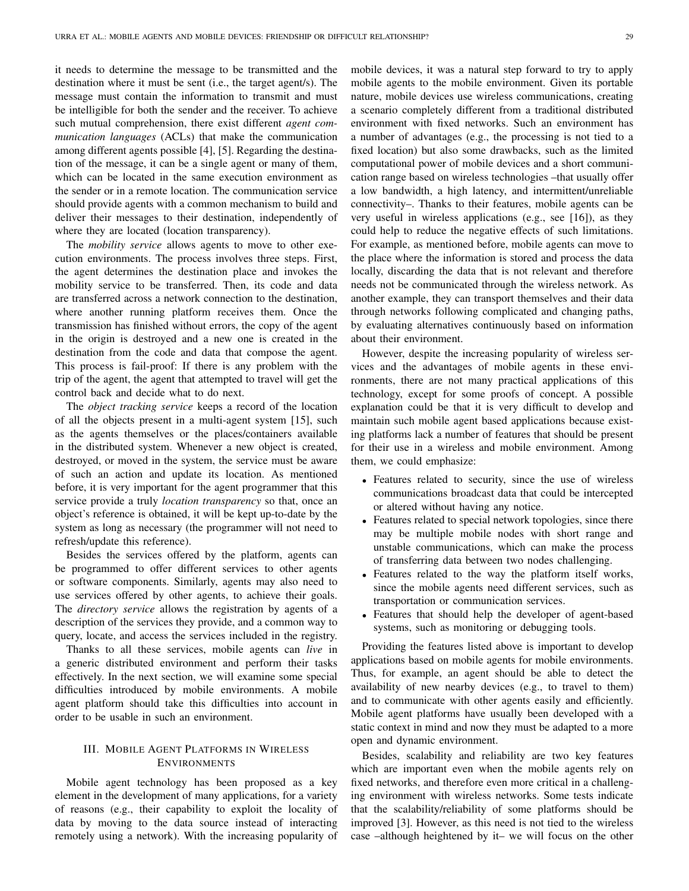it needs to determine the message to be transmitted and the destination where it must be sent (i.e., the target agent/s). The message must contain the information to transmit and must be intelligible for both the sender and the receiver. To achieve such mutual comprehension, there exist different *agent communication languages* (ACLs) that make the communication among different agents possible [4], [5]. Regarding the destination of the message, it can be a single agent or many of them, which can be located in the same execution environment as the sender or in a remote location. The communication service should provide agents with a common mechanism to build and deliver their messages to their destination, independently of where they are located (location transparency).

The *mobility service* allows agents to move to other execution environments. The process involves three steps. First, the agent determines the destination place and invokes the mobility service to be transferred. Then, its code and data are transferred across a network connection to the destination, where another running platform receives them. Once the transmission has finished without errors, the copy of the agent in the origin is destroyed and a new one is created in the destination from the code and data that compose the agent. This process is fail-proof: If there is any problem with the trip of the agent, the agent that attempted to travel will get the control back and decide what to do next.

The *object tracking service* keeps a record of the location of all the objects present in a multi-agent system [15], such as the agents themselves or the places/containers available in the distributed system. Whenever a new object is created, destroyed, or moved in the system, the service must be aware of such an action and update its location. As mentioned before, it is very important for the agent programmer that this service provide a truly *location transparency* so that, once an object's reference is obtained, it will be kept up-to-date by the system as long as necessary (the programmer will not need to refresh/update this reference).

Besides the services offered by the platform, agents can be programmed to offer different services to other agents or software components. Similarly, agents may also need to use services offered by other agents, to achieve their goals. The *directory service* allows the registration by agents of a description of the services they provide, and a common way to query, locate, and access the services included in the registry.

Thanks to all these services, mobile agents can *live* in a generic distributed environment and perform their tasks effectively. In the next section, we will examine some special difficulties introduced by mobile environments. A mobile agent platform should take this difficulties into account in order to be usable in such an environment.

## III. Mobile Agent Platforms in Wireless Environments

Mobile agent technology has been proposed as a key element in the development of many applications, for a variety of reasons (e.g., their capability to exploit the locality of data by moving to the data source instead of interacting remotely using a network). With the increasing popularity of mobile devices, it was a natural step forward to try to apply mobile agents to the mobile environment. Given its portable nature, mobile devices use wireless communications, creating a scenario completely different from a traditional distributed environment with fixed networks. Such an environment has a number of advantages (e.g., the processing is not tied to a fixed location) but also some drawbacks, such as the limited computational power of mobile devices and a short communication range based on wireless technologies –that usually offer a low bandwidth, a high latency, and intermittent/unreliable connectivity–. Thanks to their features, mobile agents can be very useful in wireless applications (e.g., see [16]), as they could help to reduce the negative effects of such limitations. For example, as mentioned before, mobile agents can move to the place where the information is stored and process the data locally, discarding the data that is not relevant and therefore needs not be communicated through the wireless network. As another example, they can transport themselves and their data through networks following complicated and changing paths, by evaluating alternatives continuously based on information about their environment.

However, despite the increasing popularity of wireless services and the advantages of mobile agents in these environments, there are not many practical applications of this technology, except for some proofs of concept. A possible explanation could be that it is very difficult to develop and maintain such mobile agent based applications because existing platforms lack a number of features that should be present for their use in a wireless and mobile environment. Among them, we could emphasize:

- Features related to security, since the use of wireless communications broadcast data that could be intercepted or altered without having any notice.
- Features related to special network topologies, since there may be multiple mobile nodes with short range and unstable communications, which can make the process of transferring data between two nodes challenging.
- Features related to the way the platform itself works, since the mobile agents need different services, such as transportation or communication services.
- Features that should help the developer of agent-based systems, such as monitoring or debugging tools.

Providing the features listed above is important to develop applications based on mobile agents for mobile environments. Thus, for example, an agent should be able to detect the availability of new nearby devices (e.g., to travel to them) and to communicate with other agents easily and efficiently. Mobile agent platforms have usually been developed with a static context in mind and now they must be adapted to a more open and dynamic environment.

Besides, scalability and reliability are two key features which are important even when the mobile agents rely on fixed networks, and therefore even more critical in a challenging environment with wireless networks. Some tests indicate that the scalability/reliability of some platforms should be improved [3]. However, as this need is not tied to the wireless case –although heightened by it– we will focus on the other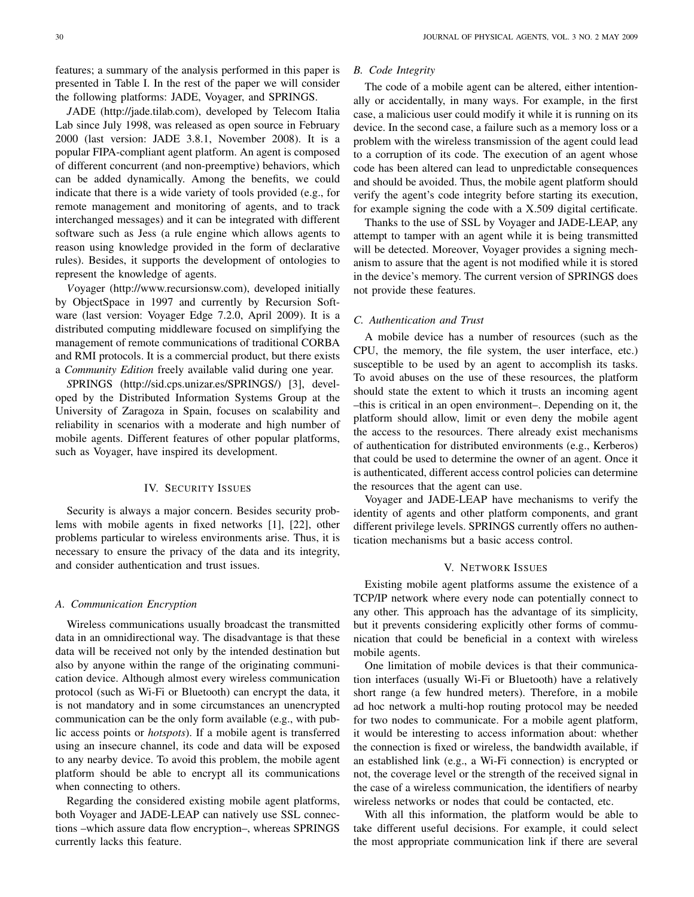features; a summary of the analysis performed in this paper is presented in Table I. In the rest of the paper we will consider the following platforms: JADE, Voyager, and SPRINGS.

*J*ADE (http://jade.tilab.com), developed by Telecom Italia Lab since July 1998, was released as open source in February 2000 (last version: JADE 3.8.1, November 2008). It is a popular FIPA-compliant agent platform. An agent is composed of different concurrent (and non-preemptive) behaviors, which can be added dynamically. Among the benefits, we could indicate that there is a wide variety of tools provided (e.g., for remote management and monitoring of agents, and to track interchanged messages) and it can be integrated with different software such as Jess (a rule engine which allows agents to reason using knowledge provided in the form of declarative rules). Besides, it supports the development of ontologies to represent the knowledge of agents.

*V*oyager (http://www.recursionsw.com), developed initially by ObjectSpace in 1997 and currently by Recursion Software (last version: Voyager Edge 7.2.0, April 2009). It is a distributed computing middleware focused on simplifying the management of remote communications of traditional CORBA and RMI protocols. It is a commercial product, but there exists a *Community Edition* freely available valid during one year.

*S*PRINGS (http://sid.cps.unizar.es/SPRINGS/) [3], developed by the Distributed Information Systems Group at the University of Zaragoza in Spain, focuses on scalability and reliability in scenarios with a moderate and high number of mobile agents. Different features of other popular platforms, such as Voyager, have inspired its development.

## IV. Security Issues

Security is always a major concern. Besides security problems with mobile agents in fixed networks [1], [22], other problems particular to wireless environments arise. Thus, it is necessary to ensure the privacy of the data and its integrity, and consider authentication and trust issues.

### A. Communication Encryption

Wireless communications usually broadcast the transmitted data in an omnidirectional way. The disadvantage is that these data will be received not only by the intended destination but also by anyone within the range of the originating communication device. Although almost every wireless communication protocol (such as Wi-Fi or Bluetooth) can encrypt the data, it is not mandatory and in some circumstances an unencrypted communication can be the only form available (e.g., with public access points or *hotspots*). If a mobile agent is transferred using an insecure channel, its code and data will be exposed to any nearby device. To avoid this problem, the mobile agent platform should be able to encrypt all its communications when connecting to others.

Regarding the considered existing mobile agent platforms, both Voyager and JADE-LEAP can natively use SSL connections –which assure data flow encryption–, whereas SPRINGS currently lacks this feature.

### B. Code Integrity

The code of a mobile agent can be altered, either intentionally or accidentally, in many ways. For example, in the first case, a malicious user could modify it while it is running on its device. In the second case, a failure such as a memory loss or a problem with the wireless transmission of the agent could lead to a corruption of its code. The execution of an agent whose code has been altered can lead to unpredictable consequences and should be avoided. Thus, the mobile agent platform should verify the agent's code integrity before starting its execution, for example signing the code with a X.509 digital certificate.

Thanks to the use of SSL by Voyager and JADE-LEAP, any attempt to tamper with an agent while it is being transmitted will be detected. Moreover, Voyager provides a signing mechanism to assure that the agent is not modified while it is stored in the device's memory. The current version of SPRINGS does not provide these features.

### C. Authentication and Trust

A mobile device has a number of resources (such as the CPU, the memory, the file system, the user interface, etc.) susceptible to be used by an agent to accomplish its tasks. To avoid abuses on the use of these resources, the platform should state the extent to which it trusts an incoming agent –this is critical in an open environment–. Depending on it, the platform should allow, limit or even deny the mobile agent the access to the resources. There already exist mechanisms of authentication for distributed environments (e.g., Kerberos) that could be used to determine the owner of an agent. Once it is authenticated, different access control policies can determine the resources that the agent can use.

Voyager and JADE-LEAP have mechanisms to verify the identity of agents and other platform components, and grant different privilege levels. SPRINGS currently offers no authentication mechanisms but a basic access control.

## V. Network Issues

Existing mobile agent platforms assume the existence of a TCP/IP network where every node can potentially connect to any other. This approach has the advantage of its simplicity, but it prevents considering explicitly other forms of communication that could be beneficial in a context with wireless mobile agents.

One limitation of mobile devices is that their communication interfaces (usually Wi-Fi or Bluetooth) have a relatively short range (a few hundred meters). Therefore, in a mobile ad hoc network a multi-hop routing protocol may be needed for two nodes to communicate. For a mobile agent platform, it would be interesting to access information about: whether the connection is fixed or wireless, the bandwidth available, if an established link (e.g., a Wi-Fi connection) is encrypted or not, the coverage level or the strength of the received signal in the case of a wireless communication, the identifiers of nearby wireless networks or nodes that could be contacted, etc.

With all this information, the platform would be able to take different useful decisions. For example, it could select the most appropriate communication link if there are several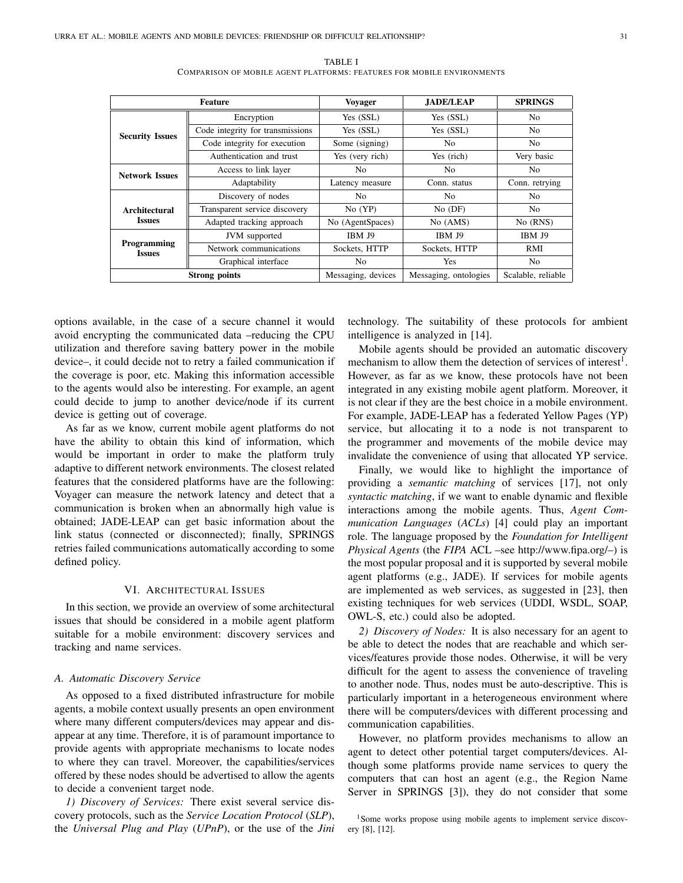TABLE I
COMPARISON OF MOBILE AGENT PLATFORMS: FEATURES FOR MOBILE ENVIRONMENTS

| Feature | | Voyager | JADE/LEAP | SPRINGS |
|---|---|---|---|---|
| **Security Issues** | Encryption | Yes (SSL) | Yes (SSL) | No |
| | Code integrity for transmissions | Yes (SSL) | Yes (SSL) | No |
| | Code integrity for execution | Some (signing) | No | No |
| | Authentication and trust | Yes (very rich) | Yes (rich) | Very basic |
| **Network Issues** | Access to link layer | No | No | No |
| | Adaptability | Latency measure | Conn. status | Conn. retrying |
| **Architectural Issues** | Discovery of nodes | No | No | No |
| | Transparent service discovery | No (YP) | No (DF) | No |
| | Adapted tracking approach | No (AgentSpaces) | No (AMS) | No (RNS) |
| **Programming Issues** | JVM supported | IBM J9 | IBM J9 | IBM J9 |
| | Network communications | Sockets, HTTP | Sockets, HTTP | RMI |
| | Graphical interface | No | Yes | No |
| **Strong points** | | Messaging, devices | Messaging, ontologies | Scalable, reliable |

options available, in the case of a secure channel it would avoid encrypting the communicated data –reducing the CPU utilization and therefore saving battery power in the mobile device–, it could decide not to retry a failed communication if the coverage is poor, etc. Making this information accessible to the agents would also be interesting. For example, an agent could decide to jump to another device/node if its current device is getting out of coverage.

As far as we know, current mobile agent platforms do not have the ability to obtain this kind of information, which would be important in order to make the platform truly adaptive to different network environments. The closest related features that the considered platforms have are the following: Voyager can measure the network latency and detect that a communication is broken when an abnormally high value is obtained; JADE-LEAP can get basic information about the link status (connected or disconnected); finally, SPRINGS retries failed communications automatically according to some defined policy.

## VI. Architectural Issues

In this section, we provide an overview of some architectural issues that should be considered in a mobile agent platform suitable for a mobile environment: discovery services and tracking and name services.

### A. Automatic Discovery Service

As opposed to a fixed distributed infrastructure for mobile agents, a mobile context usually presents an open environment where many different computers/devices may appear and disappear at any time. Therefore, it is of paramount importance to provide agents with appropriate mechanisms to locate nodes to where they can travel. Moreover, the capabilities/services offered by these nodes should be advertised to allow the agents to decide a convenient target node.

*1) Discovery of Services:* There exist several service discovery protocols, such as the *Service Location Protocol* (*SLP*), the *Universal Plug and Play* (*UPnP*), or the use of the *Jini* technology. The suitability of these protocols for ambient intelligence is analyzed in [14].

Mobile agents should be provided an automatic discovery mechanism to allow them the detection of services of interest[1]. However, as far as we know, these protocols have not been integrated in any existing mobile agent platform. Moreover, it is not clear if they are the best choice in a mobile environment. For example, JADE-LEAP has a federated Yellow Pages (YP) service, but allocating it to a node is not transparent to the programmer and movements of the mobile device may invalidate the convenience of using that allocated YP service.

Finally, we would like to highlight the importance of providing a *semantic matching* of services [17], not only *syntactic matching*, if we want to enable dynamic and flexible interactions among the mobile agents. Thus, *Agent Communication Languages* (*ACLs*) [4] could play an important role. The language proposed by the *Foundation for Intelligent Physical Agents* (the *FIPA* ACL –see http://www.fipa.org/–) is the most popular proposal and it is supported by several mobile agent platforms (e.g., JADE). If services for mobile agents are implemented as web services, as suggested in [23], then existing techniques for web services (UDDI, WSDL, SOAP, OWL-S, etc.) could also be adopted.

*2) Discovery of Nodes:* It is also necessary for an agent to be able to detect the nodes that are reachable and which services/features provide those nodes. Otherwise, it will be very difficult for the agent to assess the convenience of traveling to another node. Thus, nodes must be auto-descriptive. This is particularly important in a heterogeneous environment where there will be computers/devices with different processing and communication capabilities.

However, no platform provides mechanisms to allow an agent to detect other potential target computers/devices. Although some platforms provide name services to query the computers that can host an agent (e.g., the Region Name Server in SPRINGS [3]), they do not consider that some

[1]Some works propose using mobile agents to implement service discovery [8], [12].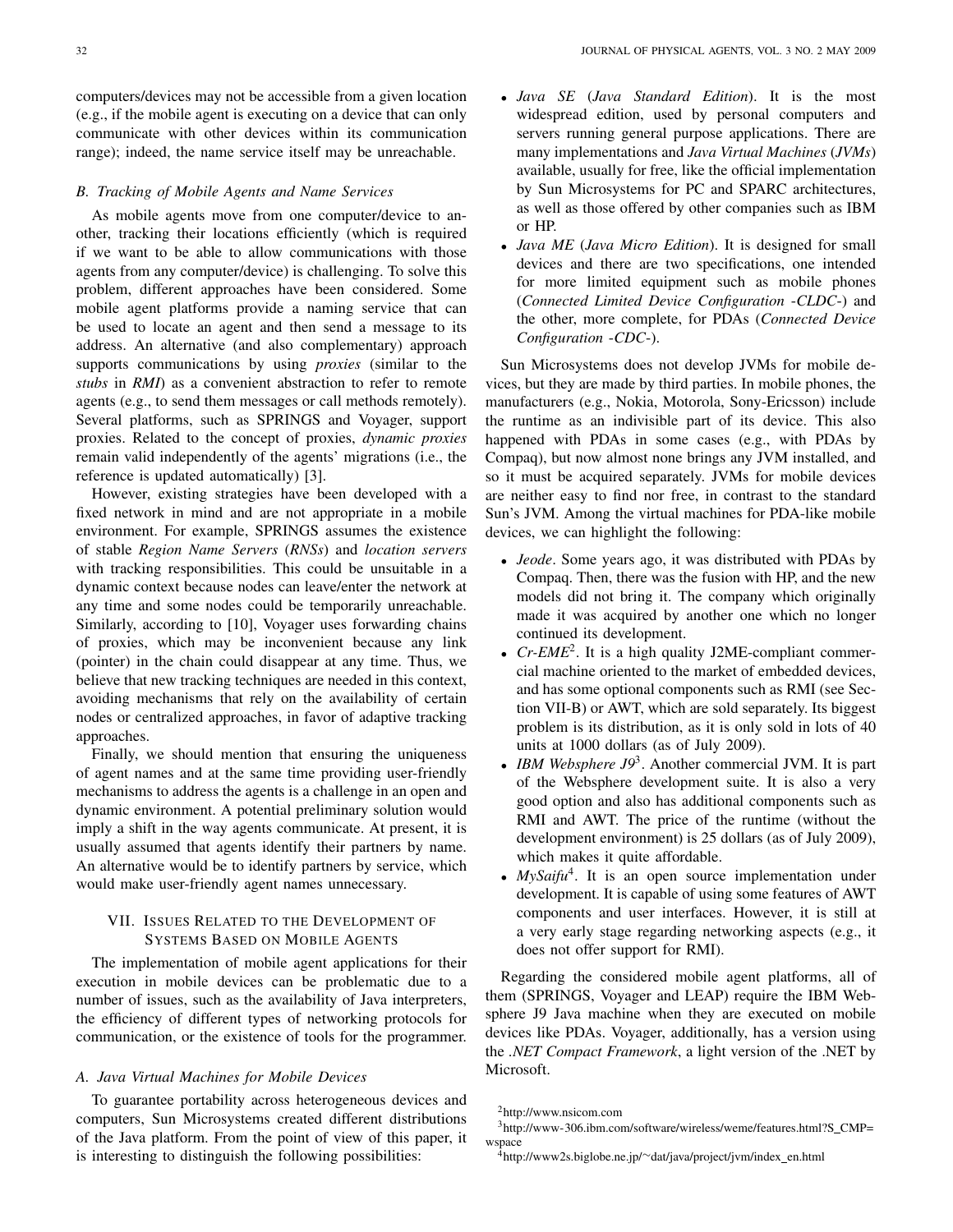computers/devices may not be accessible from a given location (e.g., if the mobile agent is executing on a device that can only communicate with other devices within its communication range); indeed, the name service itself may be unreachable.

### *B. Tracking of Mobile Agents and Name Services*

As mobile agents move from one computer/device to another, tracking their locations efficiently (which is required if we want to be able to allow communications with those agents from any computer/device) is challenging. To solve this problem, different approaches have been considered. Some mobile agent platforms provide a naming service that can be used to locate an agent and then send a message to its address. An alternative (and also complementary) approach supports communications by using *proxies* (similar to the *stubs* in *RMI*) as a convenient abstraction to refer to remote agents (e.g., to send them messages or call methods remotely). Several platforms, such as SPRINGS and Voyager, support proxies. Related to the concept of proxies, *dynamic proxies* remain valid independently of the agents' migrations (i.e., the reference is updated automatically) [3].

However, existing strategies have been developed with a fixed network in mind and are not appropriate in a mobile environment. For example, SPRINGS assumes the existence of stable *Region Name Servers* (*RNSs*) and *location servers* with tracking responsibilities. This could be unsuitable in a dynamic context because nodes can leave/enter the network at any time and some nodes could be temporarily unreachable. Similarly, according to [10], Voyager uses forwarding chains of proxies, which may be inconvenient because any link (pointer) in the chain could disappear at any time. Thus, we believe that new tracking techniques are needed in this context, avoiding mechanisms that rely on the availability of certain nodes or centralized approaches, in favor of adaptive tracking approaches.

Finally, we should mention that ensuring the uniqueness of agent names and at the same time providing user-friendly mechanisms to address the agents is a challenge in an open and dynamic environment. A potential preliminary solution would imply a shift in the way agents communicate. At present, it is usually assumed that agents identify their partners by name. An alternative would be to identify partners by service, which would make user-friendly agent names unnecessary.

## VII. Issues Related to the Development of Systems Based on Mobile Agents

The implementation of mobile agent applications for their execution in mobile devices can be problematic due to a number of issues, such as the availability of Java interpreters, the efficiency of different types of networking protocols for communication, or the existence of tools for the programmer.

### *A. Java Virtual Machines for Mobile Devices*

To guarantee portability across heterogeneous devices and computers, Sun Microsystems created different distributions of the Java platform. From the point of view of this paper, it is interesting to distinguish the following possibilities:

- *Java SE* (*Java Standard Edition*). It is the most widespread edition, used by personal computers and servers running general purpose applications. There are many implementations and *Java Virtual Machines* (*JVMs*) available, usually for free, like the official implementation by Sun Microsystems for PC and SPARC architectures, as well as those offered by other companies such as IBM or HP.
- *Java ME* (*Java Micro Edition*). It is designed for small devices and there are two specifications, one intended for more limited equipment such as mobile phones (*Connected Limited Device Configuration -CLDC-*) and the other, more complete, for PDAs (*Connected Device Configuration -CDC-*).

Sun Microsystems does not develop JVMs for mobile devices, but they are made by third parties. In mobile phones, the manufacturers (e.g., Nokia, Motorola, Sony-Ericsson) include the runtime as an indivisible part of its device. This also happened with PDAs in some cases (e.g., with PDAs by Compaq), but now almost none brings any JVM installed, and so it must be acquired separately. JVMs for mobile devices are neither easy to find nor free, in contrast to the standard Sun's JVM. Among the virtual machines for PDA-like mobile devices, we can highlight the following:

- *Jeode*. Some years ago, it was distributed with PDAs by Compaq. Then, there was the fusion with HP, and the new models did not bring it. The company which originally made it was acquired by another one which no longer continued its development.
- *Cr-EME*[2]. It is a high quality J2ME-compliant commercial machine oriented to the market of embedded devices, and has some optional components such as RMI (see Section VII-B) or AWT, which are sold separately. Its biggest problem is its distribution, as it is only sold in lots of 40 units at 1000 dollars (as of July 2009).
- *IBM Websphere J9*[3]. Another commercial JVM. It is part of the Websphere development suite. It is also a very good option and also has additional components such as RMI and AWT. The price of the runtime (without the development environment) is 25 dollars (as of July 2009), which makes it quite affordable.
- *MySaifu*[4]. It is an open source implementation under development. It is capable of using some features of AWT components and user interfaces. However, it is still at a very early stage regarding networking aspects (e.g., it does not offer support for RMI).

Regarding the considered mobile agent platforms, all of them (SPRINGS, Voyager and LEAP) require the IBM Websphere J9 Java machine when they are executed on mobile devices like PDAs. Voyager, additionally, has a version using the *.NET Compact Framework*, a light version of the .NET by Microsoft.

[2] http://www.nsicom.com

[3] http://www-306.ibm.com/software/wireless/weme/features.html?S_CMP=wspace

[4] http://www2s.biglobe.ne.jp/~dat/java/project/jvm/index_en.html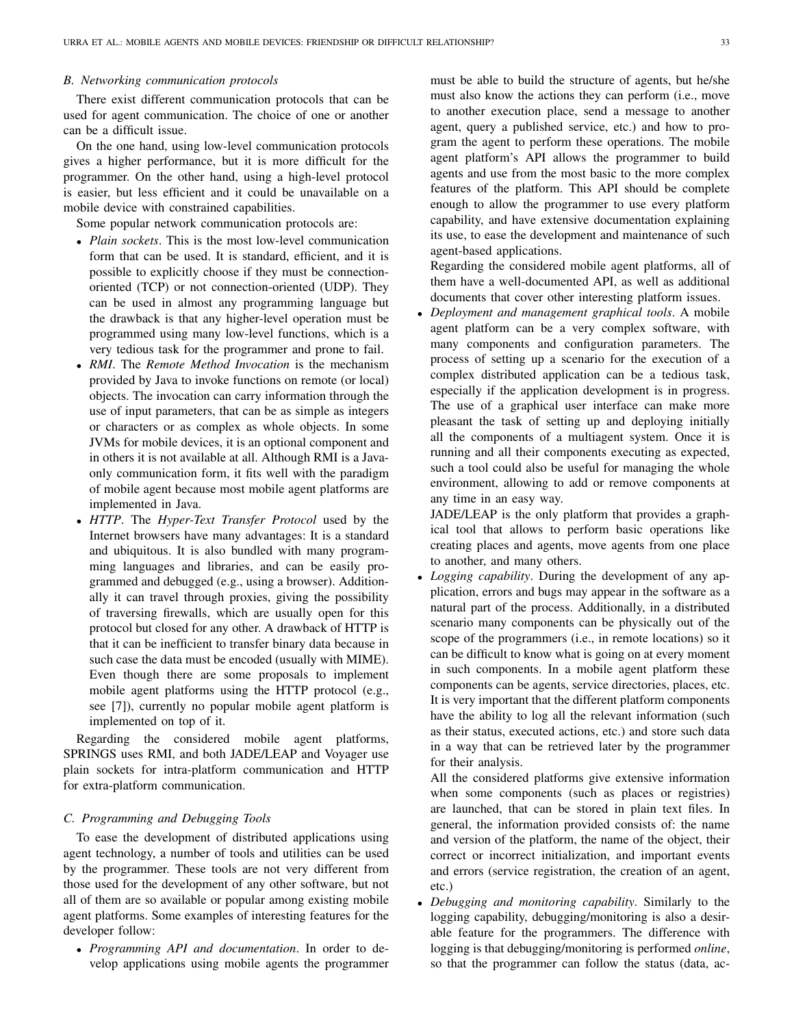### B. Networking communication protocols

There exist different communication protocols that can be used for agent communication. The choice of one or another can be a difficult issue.

On the one hand, using low-level communication protocols gives a higher performance, but it is more difficult for the programmer. On the other hand, using a high-level protocol is easier, but less efficient and it could be unavailable on a mobile device with constrained capabilities.

Some popular network communication protocols are:

- *Plain sockets*. This is the most low-level communication form that can be used. It is standard, efficient, and it is possible to explicitly choose if they must be connection-oriented (TCP) or not connection-oriented (UDP). They can be used in almost any programming language but the drawback is that any higher-level operation must be programmed using many low-level functions, which is a very tedious task for the programmer and prone to fail.
- *RMI*. The *Remote Method Invocation* is the mechanism provided by Java to invoke functions on remote (or local) objects. The invocation can carry information through the use of input parameters, that can be as simple as integers or characters or as complex as whole objects. In some JVMs for mobile devices, it is an optional component and in others it is not available at all. Although RMI is a Java-only communication form, it fits well with the paradigm of mobile agent because most mobile agent platforms are implemented in Java.
- *HTTP*. The *Hyper-Text Transfer Protocol* used by the Internet browsers have many advantages: It is a standard and ubiquitous. It is also bundled with many programming languages and libraries, and can be easily programmed and debugged (e.g., using a browser). Additionally it can travel through proxies, giving the possibility of traversing firewalls, which are usually open for this protocol but closed for any other. A drawback of HTTP is that it can be inefficient to transfer binary data because in such case the data must be encoded (usually with MIME). Even though there are some proposals to implement mobile agent platforms using the HTTP protocol (e.g., see [7]), currently no popular mobile agent platform is implemented on top of it.

Regarding the considered mobile agent platforms, SPRINGS uses RMI, and both JADE/LEAP and Voyager use plain sockets for intra-platform communication and HTTP for extra-platform communication.

### C. Programming and Debugging Tools

To ease the development of distributed applications using agent technology, a number of tools and utilities can be used by the programmer. These tools are not very different from those used for the development of any other software, but not all of them are so available or popular among existing mobile agent platforms. Some examples of interesting features for the developer follow:

- *Programming API and documentation*. In order to develop applications using mobile agents the programmer must be able to build the structure of agents, but he/she must also know the actions they can perform (i.e., move to another execution place, send a message to another agent, query a published service, etc.) and how to program the agent to perform these operations. The mobile agent platform's API allows the programmer to build agents and use from the most basic to the more complex features of the platform. This API should be complete enough to allow the programmer to use every platform capability, and have extensive documentation explaining its use, to ease the development and maintenance of such agent-based applications.

  Regarding the considered mobile agent platforms, all of them have a well-documented API, as well as additional documents that cover other interesting platform issues.
- *Deployment and management graphical tools*. A mobile agent platform can be a very complex software, with many components and configuration parameters. The process of setting up a scenario for the execution of a complex distributed application can be a tedious task, especially if the application development is in progress. The use of a graphical user interface can make more pleasant the task of setting up and deploying initially all the components of a multiagent system. Once it is running and all their components executing as expected, such a tool could also be useful for managing the whole environment, allowing to add or remove components at any time in an easy way.

  JADE/LEAP is the only platform that provides a graphical tool that allows to perform basic operations like creating places and agents, move agents from one place to another, and many others.
- *Logging capability*. During the development of any application, errors and bugs may appear in the software as a natural part of the process. Additionally, in a distributed scenario many components can be physically out of the scope of the programmers (i.e., in remote locations) so it can be difficult to know what is going on at every moment in such components. In a mobile agent platform these components can be agents, service directories, places, etc. It is very important that the different platform components have the ability to log all the relevant information (such as their status, executed actions, etc.) and store such data in a way that can be retrieved later by the programmer for their analysis.

  All the considered platforms give extensive information when some components (such as places or registries) are launched, that can be stored in plain text files. In general, the information provided consists of: the name and version of the platform, the name of the object, their correct or incorrect initialization, and important events and errors (service registration, the creation of an agent, etc.)
- *Debugging and monitoring capability*. Similarly to the logging capability, debugging/monitoring is also a desirable feature for the programmers. The difference with logging is that debugging/monitoring is performed *online*, so that the programmer can follow the status (data, ac-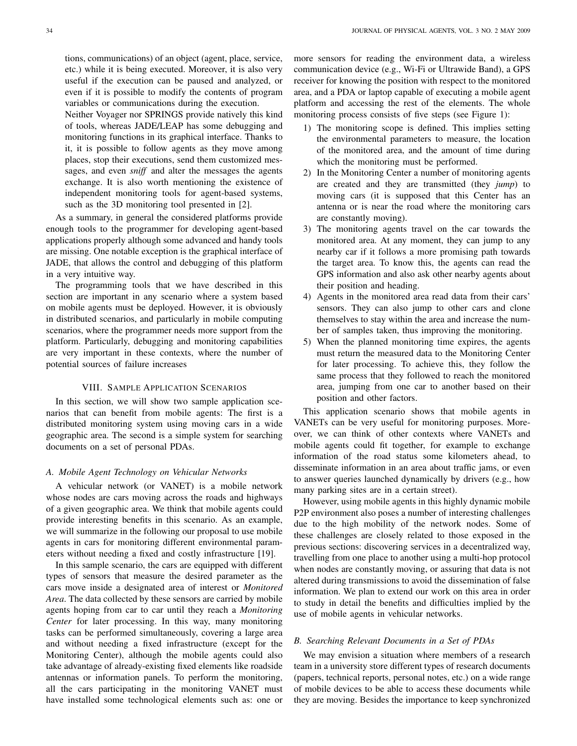tions, communications) of an object (agent, place, service, etc.) while it is being executed. Moreover, it is also very useful if the execution can be paused and analyzed, or even if it is possible to modify the contents of program variables or communications during the execution.

Neither Voyager nor SPRINGS provide natively this kind of tools, whereas JADE/LEAP has some debugging and monitoring functions in its graphical interface. Thanks to it, it is possible to follow agents as they move among places, stop their executions, send them customized messages, and even *sniff* and alter the messages the agents exchange. It is also worth mentioning the existence of independent monitoring tools for agent-based systems, such as the 3D monitoring tool presented in [2].

As a summary, in general the considered platforms provide enough tools to the programmer for developing agent-based applications properly although some advanced and handy tools are missing. One notable exception is the graphical interface of JADE, that allows the control and debugging of this platform in a very intuitive way.

The programming tools that we have described in this section are important in any scenario where a system based on mobile agents must be deployed. However, it is obviously in distributed scenarios, and particularly in mobile computing scenarios, where the programmer needs more support from the platform. Particularly, debugging and monitoring capabilities are very important in these contexts, where the number of potential sources of failure increases

## VIII. Sample Application Scenarios

In this section, we will show two sample application scenarios that can benefit from mobile agents: The first is a distributed monitoring system using moving cars in a wide geographic area. The second is a simple system for searching documents on a set of personal PDAs.

### A. Mobile Agent Technology on Vehicular Networks

A vehicular network (or VANET) is a mobile network whose nodes are cars moving across the roads and highways of a given geographic area. We think that mobile agents could provide interesting benefits in this scenario. As an example, we will summarize in the following our proposal to use mobile agents in cars for monitoring different environmental parameters without needing a fixed and costly infrastructure [19].

In this sample scenario, the cars are equipped with different types of sensors that measure the desired parameter as the cars move inside a designated area of interest or *Monitored Area*. The data collected by these sensors are carried by mobile agents hoping from car to car until they reach a *Monitoring Center* for later processing. In this way, many monitoring tasks can be performed simultaneously, covering a large area and without needing a fixed infrastructure (except for the Monitoring Center), although the mobile agents could also take advantage of already-existing fixed elements like roadside antennas or information panels. To perform the monitoring, all the cars participating in the monitoring VANET must have installed some technological elements such as: one or more sensors for reading the environment data, a wireless communication device (e.g., Wi-Fi or Ultrawide Band), a GPS receiver for knowing the position with respect to the monitored area, and a PDA or laptop capable of executing a mobile agent platform and accessing the rest of the elements. The whole monitoring process consists of five steps (see Figure 1):

1) The monitoring scope is defined. This implies setting the environmental parameters to measure, the location of the monitored area, and the amount of time during which the monitoring must be performed.
2) In the Monitoring Center a number of monitoring agents are created and they are transmitted (they *jump*) to moving cars (it is supposed that this Center has an antenna or is near the road where the monitoring cars are constantly moving).
3) The monitoring agents travel on the car towards the monitored area. At any moment, they can jump to any nearby car if it follows a more promising path towards the target area. To know this, the agents can read the GPS information and also ask other nearby agents about their position and heading.
4) Agents in the monitored area read data from their cars' sensors. They can also jump to other cars and clone themselves to stay within the area and increase the number of samples taken, thus improving the monitoring.
5) When the planned monitoring time expires, the agents must return the measured data to the Monitoring Center for later processing. To achieve this, they follow the same process that they followed to reach the monitored area, jumping from one car to another based on their position and other factors.

This application scenario shows that mobile agents in VANETs can be very useful for monitoring purposes. Moreover, we can think of other contexts where VANETs and mobile agents could fit together, for example to exchange information of the road status some kilometers ahead, to disseminate information in an area about traffic jams, or even to answer queries launched dynamically by drivers (e.g., how many parking sites are in a certain street).

However, using mobile agents in this highly dynamic mobile P2P environment also poses a number of interesting challenges due to the high mobility of the network nodes. Some of these challenges are closely related to those exposed in the previous sections: discovering services in a decentralized way, travelling from one place to another using a multi-hop protocol when nodes are constantly moving, or assuring that data is not altered during transmissions to avoid the dissemination of false information. We plan to extend our work on this area in order to study in detail the benefits and difficulties implied by the use of mobile agents in vehicular networks.

### B. Searching Relevant Documents in a Set of PDAs

We may envision a situation where members of a research team in a university store different types of research documents (papers, technical reports, personal notes, etc.) on a wide range of mobile devices to be able to access these documents while they are moving. Besides the importance to keep synchronized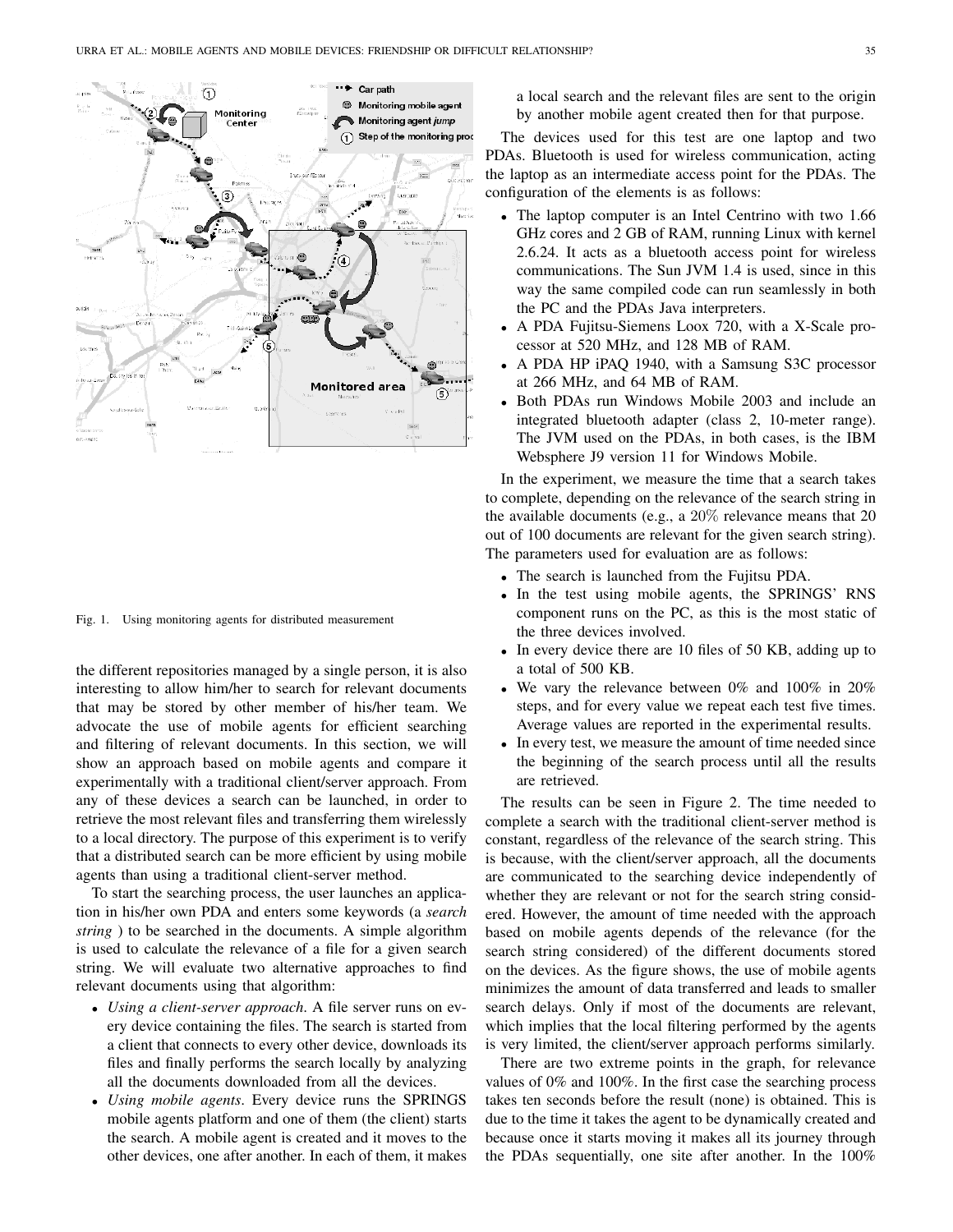Car path

Monitoring mobile agent

Monitoring agent *jump*

Step of the monitoring proc

Monitoring Center

Monitored area

Fig. 1. Using monitoring agents for distributed measurement

the different repositories managed by a single person, it is also interesting to allow him/her to search for relevant documents that may be stored by other member of his/her team. We advocate the use of mobile agents for efficient searching and filtering of relevant documents. In this section, we will show an approach based on mobile agents and compare it experimentally with a traditional client/server approach. From any of these devices a search can be launched, in order to retrieve the most relevant files and transferring them wirelessly to a local directory. The purpose of this experiment is to verify that a distributed search can be more efficient by using mobile agents than using a traditional client-server method.

To start the searching process, the user launches an application in his/her own PDA and enters some keywords (a *search string* ) to be searched in the documents. A simple algorithm is used to calculate the relevance of a file for a given search string. We will evaluate two alternative approaches to find relevant documents using that algorithm:

- *Using a client-server approach*. A file server runs on every device containing the files. The search is started from a client that connects to every other device, downloads its files and finally performs the search locally by analyzing all the documents downloaded from all the devices.
- *Using mobile agents*. Every device runs the SPRINGS mobile agents platform and one of them (the client) starts the search. A mobile agent is created and it moves to the other devices, one after another. In each of them, it makes a local search and the relevant files are sent to the origin by another mobile agent created then for that purpose.

The devices used for this test are one laptop and two PDAs. Bluetooth is used for wireless communication, acting the laptop as an intermediate access point for the PDAs. The configuration of the elements is as follows:

- The laptop computer is an Intel Centrino with two 1.66 GHz cores and 2 GB of RAM, running Linux with kernel 2.6.24. It acts as a bluetooth access point for wireless communications. The Sun JVM 1.4 is used, since in this way the same compiled code can run seamlessly in both the PC and the PDAs Java interpreters.
- A PDA Fujitsu-Siemens Loox 720, with a X-Scale processor at 520 MHz, and 128 MB of RAM.
- A PDA HP iPAQ 1940, with a Samsung S3C processor at 266 MHz, and 64 MB of RAM.
- Both PDAs run Windows Mobile 2003 and include an integrated bluetooth adapter (class 2, 10-meter range). The JVM used on the PDAs, in both cases, is the IBM Websphere J9 version 11 for Windows Mobile.

In the experiment, we measure the time that a search takes to complete, depending on the relevance of the search string in the available documents (e.g., a 20% relevance means that 20 out of 100 documents are relevant for the given search string). The parameters used for evaluation are as follows:

- The search is launched from the Fujitsu PDA.
- In the test using mobile agents, the SPRINGS' RNS component runs on the PC, as this is the most static of the three devices involved.
- In every device there are 10 files of 50 KB, adding up to a total of 500 KB.
- We vary the relevance between 0% and 100% in 20% steps, and for every value we repeat each test five times. Average values are reported in the experimental results.
- In every test, we measure the amount of time needed since the beginning of the search process until all the results are retrieved.

The results can be seen in Figure 2. The time needed to complete a search with the traditional client-server method is constant, regardless of the relevance of the search string. This is because, with the client/server approach, all the documents are communicated to the searching device independently of whether they are relevant or not for the search string considered. However, the amount of time needed with the approach based on mobile agents depends of the relevance (for the search string considered) of the different documents stored on the devices. As the figure shows, the use of mobile agents minimizes the amount of data transferred and leads to smaller search delays. Only if most of the documents are relevant, which implies that the local filtering performed by the agents is very limited, the client/server approach performs similarly.

There are two extreme points in the graph, for relevance values of 0% and 100%. In the first case the searching process takes ten seconds before the result (none) is obtained. This is due to the time it takes the agent to be dynamically created and because once it starts moving it makes all its journey through the PDAs sequentially, one site after another. In the 100%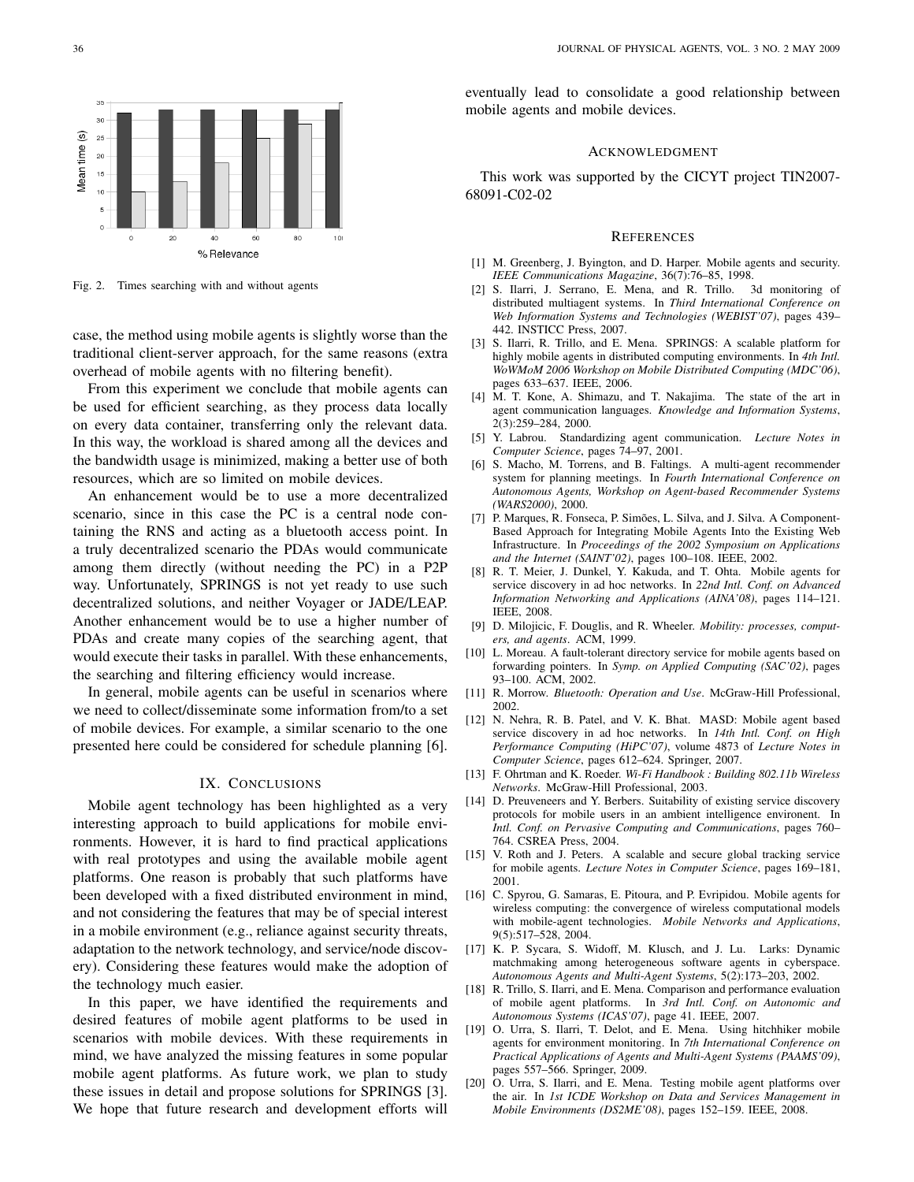35
30
25
20
15
10
5
0

Mean time (s)

0 20 40 60 80 100

% Relevance

Fig. 2. Times searching with and without agents

case, the method using mobile agents is slightly worse than the traditional client-server approach, for the same reasons (extra overhead of mobile agents with no filtering benefit).

From this experiment we conclude that mobile agents can be used for efficient searching, as they process data locally on every data container, transferring only the relevant data. In this way, the workload is shared among all the devices and the bandwidth usage is minimized, making a better use of both resources, which are so limited on mobile devices.

An enhancement would be to use a more decentralized scenario, since in this case the PC is a central node containing the RNS and acting as a bluetooth access point. In a truly decentralized scenario the PDAs would communicate among them directly (without needing the PC) in a P2P way. Unfortunately, SPRINGS is not yet ready to use such decentralized solutions, and neither Voyager or JADE/LEAP. Another enhancement would be to use a higher number of PDAs and create many copies of the searching agent, that would execute their tasks in parallel. With these enhancements, the searching and filtering efficiency would increase.

In general, mobile agents can be useful in scenarios where we need to collect/disseminate some information from/to a set of mobile devices. For example, a similar scenario to the one presented here could be considered for schedule planning [6].

## IX. Conclusions

Mobile agent technology has been highlighted as a very interesting approach to build applications for mobile environments. However, it is hard to find practical applications with real prototypes and using the available mobile agent platforms. One reason is probably that such platforms have been developed with a fixed distributed environment in mind, and not considering the features that may be of special interest in a mobile environment (e.g., reliance against security threats, adaptation to the network technology, and service/node discovery). Considering these features would make the adoption of the technology much easier.

In this paper, we have identified the requirements and desired features of mobile agent platforms to be used in scenarios with mobile devices. With these requirements in mind, we have analyzed the missing features in some popular mobile agent platforms. As future work, we plan to study these issues in detail and propose solutions for SPRINGS [3]. We hope that future research and development efforts will eventually lead to consolidate a good relationship between mobile agents and mobile devices.

## Acknowledgment

This work was supported by the CICYT project TIN2007-68091-C02-02

## References

[1] M. Greenberg, J. Bying­ton, and D. Harper. Mobile agents and security. *IEEE Communications Magazine*, 36(7):76–85, 1998.

[2] S. Ilarri, J. Serrano, E. Mena, and R. Trillo. 3d monitoring of distributed multiagent systems. In *Third International Conference on Web Information Systems and Technologies (WEBIST'07)*, pages 439–442. INSTICC Press, 2007.

[3] S. Ilarri, R. Trillo, and E. Mena. SPRINGS: A scalable platform for highly mobile agents in distributed computing environments. In *4th Intl. WoWMoM 2006 Workshop on Mobile Distributed Computing (MDC'06)*, pages 633–637. IEEE, 2006.

[4] M. T. Kone, A. Shimazu, and T. Nakajima. The state of the art in agent communication languages. *Knowledge and Information Systems*, 2(3):259–284, 2000.

[5] Y. Labrou. Standardizing agent communication. *Lecture Notes in Computer Science*, pages 74–97, 2001.

[6] S. Macho, M. Torrens, and B. Faltings. A multi-agent recommender system for planning meetings. In *Fourth International Conference on Autonomous Agents, Workshop on Agent-based Recommender Systems (WARS2000)*, 2000.

[7] P. Marques, R. Fonseca, P. Simões, L. Silva, and J. Silva. A Component-Based Approach for Integrating Mobile Agents Into the Existing Web Infrastructure. In *Proceedings of the 2002 Symposium on Applications and the Internet (SAINT'02)*, pages 100–108. IEEE, 2002.

[8] R. T. Meier, J. Dunkel, Y. Kakuda, and T. Ohta. Mobile agents for service discovery in ad hoc networks. In *22nd Intl. Conf. on Advanced Information Networking and Applications (AINA'08)*, pages 114–121. IEEE, 2008.

[9] D. Milojicic, F. Douglis, and R. Wheeler. *Mobility: processes, computers, and agents*. ACM, 1999.

[10] L. Moreau. A fault-tolerant directory service for mobile agents based on forwarding pointers. In *Symp. on Applied Computing (SAC'02)*, pages 93–100. ACM, 2002.

[11] R. Morrow. *Bluetooth: Operation and Use*. McGraw-Hill Professional, 2002.

[12] N. Nehra, R. B. Patel, and V. K. Bhat. MASD: Mobile agent based service discovery in ad hoc networks. In *14th Intl. Conf. on High Performance Computing (HiPC'07)*, volume 4873 of *Lecture Notes in Computer Science*, pages 612–624. Springer, 2007.

[13] F. Ohrtman and K. Roeder. *Wi-Fi Handbook : Building 802.11b Wireless Networks*. McGraw-Hill Professional, 2003.

[14] D. Preuveneers and Y. Berbers. Suitability of existing service discovery protocols for mobile users in an ambient intelligence environment. In *Intl. Conf. on Pervasive Computing and Communications*, pages 760–764. CSREA Press, 2004.

[15] V. Roth and J. Peters. A scalable and secure global tracking service for mobile agents. *Lecture Notes in Computer Science*, pages 169–181, 2001.

[16] C. Spyrou, G. Samaras, E. Pitoura, and P. Evripidou. Mobile agents for wireless computing: the convergence of wireless computational models with mobile-agent technologies. *Mobile Networks and Applications*, 9(5):517–528, 2004.

[17] K. P. Sycara, S. Widoff, M. Klusch, and J. Lu. Larks: Dynamic matchmaking among heterogeneous software agents in cyberspace. *Autonomous Agents and Multi-Agent Systems*, 5(2):173–203, 2002.

[18] R. Trillo, S. Ilarri, and E. Mena. Comparison and performance evaluation of mobile agent platforms. In *3rd Intl. Conf. on Autonomic and Autonomous Systems (ICAS'07)*, page 41. IEEE, 2007.

[19] O. Urra, S. Ilarri, T. Delot, and E. Mena. Using hitchhiker mobile agents for environment monitoring. In *7th International Conference on Practical Applications of Agents and Multi-Agent Systems (PAAMS'09)*, pages 557–566. Springer, 2009.

[20] O. Urra, S. Ilarri, and E. Mena. Testing mobile agent platforms over the air. In *1st ICDE Workshop on Data and Services Management in Mobile Environments (DS2ME'08)*, pages 152–159. IEEE, 2008.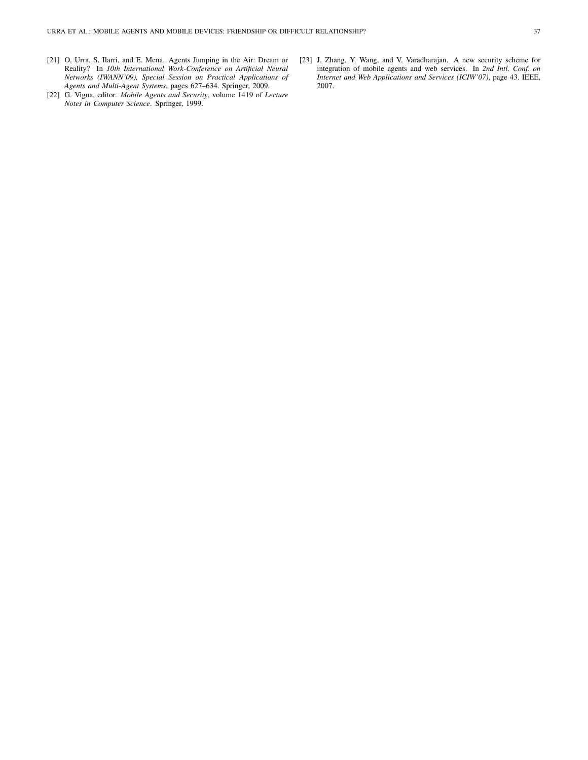[21] O. Urra, S. Ilarri, and E. Mena. Agents Jumping in the Air: Dream or Reality? In *10th International Work-Conference on Artificial Neural Networks (IWANN'09), Special Session on Practical Applications of Agents and Multi-Agent Systems*, pages 627–634. Springer, 2009.

[22] G. Vigna, editor. *Mobile Agents and Security*, volume 1419 of *Lecture Notes in Computer Science*. Springer, 1999.

[23] J. Zhang, Y. Wang, and V. Varadharajan. A new security scheme for integration of mobile agents and web services. In *2nd Intl. Conf. on Internet and Web Applications and Services (ICIW'07)*, page 43. IEEE, 2007.